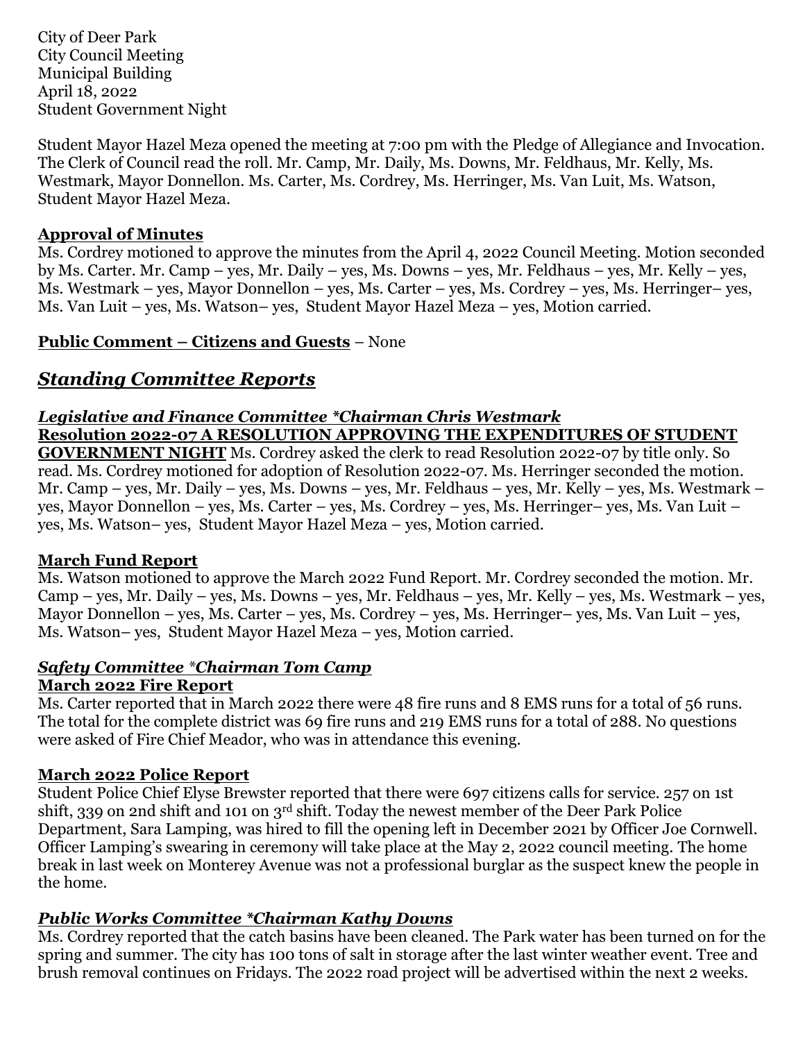City of Deer Park
City Council Meeting
Municipal Building
April 18, 2022
Student Government Night

Student Mayor Hazel Meza opened the meeting at 7:00 pm with the Pledge of Allegiance and Invocation. The Clerk of Council read the roll. Mr. Camp, Mr. Daily, Ms. Downs, Mr. Feldhaus, Mr. Kelly, Ms. Westmark, Mayor Donnellon. Ms. Carter, Ms. Cordrey, Ms. Herringer, Ms. Van Luit, Ms. Watson, Student Mayor Hazel Meza.

**Approval of Minutes**

Ms. Cordrey motioned to approve the minutes from the April 4, 2022 Council Meeting. Motion seconded by Ms. Carter. Mr. Camp – yes, Mr. Daily – yes, Ms. Downs – yes, Mr. Feldhaus – yes, Mr. Kelly – yes, Ms. Westmark – yes, Mayor Donnellon – yes, Ms. Carter – yes, Ms. Cordrey – yes, Ms. Herringer– yes, Ms. Van Luit – yes, Ms. Watson– yes, Student Mayor Hazel Meza – yes, Motion carried.

**Public Comment – Citizens and Guests** – None

## *Standing Committee Reports*

### *Legislative and Finance Committee \*Chairman Chris Westmark*

**Resolution 2022-07 A RESOLUTION APPROVING THE EXPENDITURES OF STUDENT GOVERNMENT NIGHT** Ms. Cordrey asked the clerk to read Resolution 2022-07 by title only. So read. Ms. Cordrey motioned for adoption of Resolution 2022-07. Ms. Herringer seconded the motion. Mr. Camp – yes, Mr. Daily – yes, Ms. Downs – yes, Mr. Feldhaus – yes, Mr. Kelly – yes, Ms. Westmark – yes, Mayor Donnellon – yes, Ms. Carter – yes, Ms. Cordrey – yes, Ms. Herringer– yes, Ms. Van Luit – yes, Ms. Watson– yes, Student Mayor Hazel Meza – yes, Motion carried.

**March Fund Report**

Ms. Watson motioned to approve the March 2022 Fund Report. Mr. Cordrey seconded the motion. Mr. Camp – yes, Mr. Daily – yes, Ms. Downs – yes, Mr. Feldhaus – yes, Mr. Kelly – yes, Ms. Westmark – yes, Mayor Donnellon – yes, Ms. Carter – yes, Ms. Cordrey – yes, Ms. Herringer– yes, Ms. Van Luit – yes, Ms. Watson– yes, Student Mayor Hazel Meza – yes, Motion carried.

### *Safety Committee \*Chairman Tom Camp*

**March 2022 Fire Report**

Ms. Carter reported that in March 2022 there were 48 fire runs and 8 EMS runs for a total of 56 runs. The total for the complete district was 69 fire runs and 219 EMS runs for a total of 288. No questions were asked of Fire Chief Meador, who was in attendance this evening.

**March 2022 Police Report**

Student Police Chief Elyse Brewster reported that there were 697 citizens calls for service. 257 on 1st shift, 339 on 2nd shift and 101 on 3rd shift. Today the newest member of the Deer Park Police Department, Sara Lamping, was hired to fill the opening left in December 2021 by Officer Joe Cornwell. Officer Lamping's swearing in ceremony will take place at the May 2, 2022 council meeting. The home break in last week on Monterey Avenue was not a professional burglar as the suspect knew the people in the home.

### *Public Works Committee \*Chairman Kathy Downs*

Ms. Cordrey reported that the catch basins have been cleaned. The Park water has been turned on for the spring and summer. The city has 100 tons of salt in storage after the last winter weather event. Tree and brush removal continues on Fridays. The 2022 road project will be advertised within the next 2 weeks.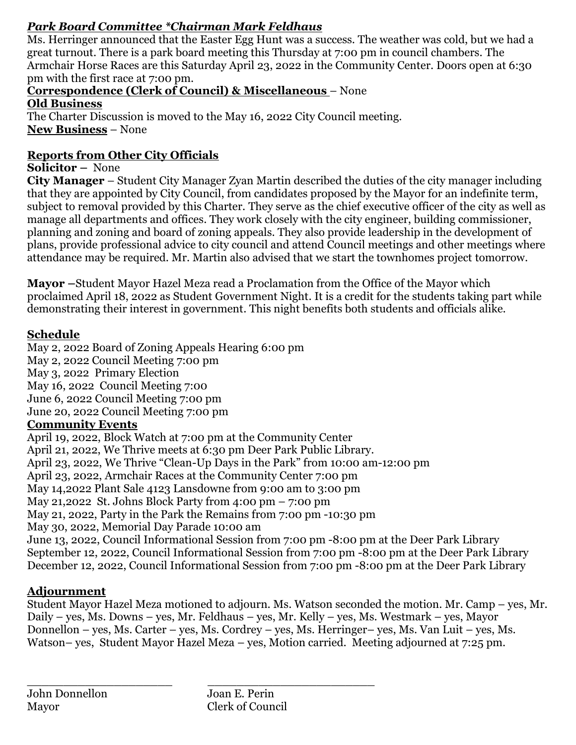***Park Board Committee \*Chairman Mark Feldhaus***

Ms. Herringer announced that the Easter Egg Hunt was a success. The weather was cold, but we had a great turnout. There is a park board meeting this Thursday at 7:00 pm in council chambers. The Armchair Horse Races are this Saturday April 23, 2022 in the Community Center. Doors open at 6:30 pm with the first race at 7:00 pm.

**Correspondence (Clerk of Council) & Miscellaneous** – None

**Old Business**

The Charter Discussion is moved to the May 16, 2022 City Council meeting.

**New Business** – None

**Reports from Other City Officials**

**Solicitor –** None

**City Manager** – Student City Manager Zyan Martin described the duties of the city manager including that they are appointed by City Council, from candidates proposed by the Mayor for an indefinite term, subject to removal provided by this Charter. They serve as the chief executive officer of the city as well as manage all departments and offices. They work closely with the city engineer, building commissioner, planning and zoning and board of zoning appeals. They also provide leadership in the development of plans, provide professional advice to city council and attend Council meetings and other meetings where attendance may be required. Mr. Martin also advised that we start the townhomes project tomorrow.

**Mayor –**Student Mayor Hazel Meza read a Proclamation from the Office of the Mayor which proclaimed April 18, 2022 as Student Government Night. It is a credit for the students taking part while demonstrating their interest in government. This night benefits both students and officials alike.

**Schedule**

May 2, 2022 Board of Zoning Appeals Hearing 6:00 pm
May 2, 2022 Council Meeting 7:00 pm
May 3, 2022 Primary Election
May 16, 2022 Council Meeting 7:00
June 6, 2022 Council Meeting 7:00 pm
June 20, 2022 Council Meeting 7:00 pm

**Community Events**

April 19, 2022, Block Watch at 7:00 pm at the Community Center
April 21, 2022, We Thrive meets at 6:30 pm Deer Park Public Library.
April 23, 2022, We Thrive "Clean-Up Days in the Park" from 10:00 am-12:00 pm
April 23, 2022, Armchair Races at the Community Center 7:00 pm
May 14,2022 Plant Sale 4123 Lansdowne from 9:00 am to 3:00 pm
May 21,2022 St. Johns Block Party from 4:00 pm – 7:00 pm
May 21, 2022, Party in the Park the Remains from 7:00 pm -10:30 pm
May 30, 2022, Memorial Day Parade 10:00 am
June 13, 2022, Council Informational Session from 7:00 pm -8:00 pm at the Deer Park Library
September 12, 2022, Council Informational Session from 7:00 pm -8:00 pm at the Deer Park Library
December 12, 2022, Council Informational Session from 7:00 pm -8:00 pm at the Deer Park Library

**Adjournment**

Student Mayor Hazel Meza motioned to adjourn. Ms. Watson seconded the motion. Mr. Camp – yes, Mr. Daily – yes, Ms. Downs – yes, Mr. Feldhaus – yes, Mr. Kelly – yes, Ms. Westmark – yes, Mayor Donnellon – yes, Ms. Carter – yes, Ms. Cordrey – yes, Ms. Herringer– yes, Ms. Van Luit – yes, Ms. Watson– yes, Student Mayor Hazel Meza – yes, Motion carried. Meeting adjourned at 7:25 pm.

\_\_\_\_\_\_\_\_\_\_\_\_\_\_\_\_\_\_\_\_\_\_ \_\_\_\_\_\_\_\_\_\_\_\_\_\_\_\_\_\_\_\_\_\_\_\_\_\_

John Donnellon
Mayor

Joan E. Perin
Clerk of Council